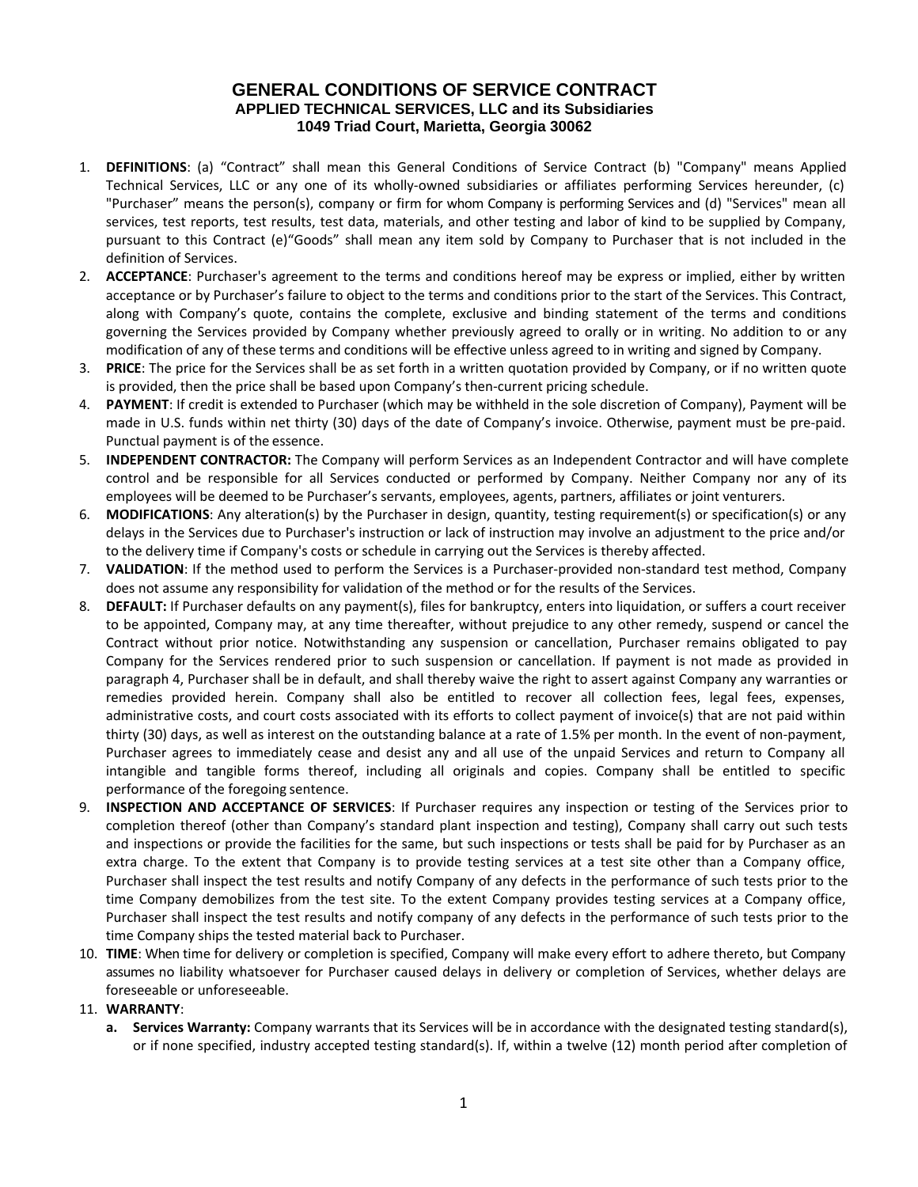# GENERAL CONDITIONS OF SERVICE CONTRACT

## APPLIED TECHNICAL SERVICES, LLC and its Subsidiaries

### 1049 Triad Court, Marietta, Georgia 30062

1. **DEFINITIONS**: (a) "Contract" shall mean this General Conditions of Service Contract (b) "Company" means Applied Technical Services, LLC or any one of its wholly-owned subsidiaries or affiliates performing Services hereunder, (c) "Purchaser" means the person(s), company or firm for whom Company is performing Services and (d) "Services" mean all services, test reports, test results, test data, materials, and other testing and labor of kind to be supplied by Company, pursuant to this Contract (e)"Goods" shall mean any item sold by Company to Purchaser that is not included in the definition of Services.
2. **ACCEPTANCE**: Purchaser's agreement to the terms and conditions hereof may be express or implied, either by written acceptance or by Purchaser's failure to object to the terms and conditions prior to the start of the Services. This Contract, along with Company's quote, contains the complete, exclusive and binding statement of the terms and conditions governing the Services provided by Company whether previously agreed to orally or in writing. No addition to or any modification of any of these terms and conditions will be effective unless agreed to in writing and signed by Company.
3. **PRICE**: The price for the Services shall be as set forth in a written quotation provided by Company, or if no written quote is provided, then the price shall be based upon Company's then-current pricing schedule.
4. **PAYMENT**: If credit is extended to Purchaser (which may be withheld in the sole discretion of Company), Payment will be made in U.S. funds within net thirty (30) days of the date of Company's invoice. Otherwise, payment must be pre-paid. Punctual payment is of the essence.
5. **INDEPENDENT CONTRACTOR:** The Company will perform Services as an Independent Contractor and will have complete control and be responsible for all Services conducted or performed by Company. Neither Company nor any of its employees will be deemed to be Purchaser's servants, employees, agents, partners, affiliates or joint venturers.
6. **MODIFICATIONS**: Any alteration(s) by the Purchaser in design, quantity, testing requirement(s) or specification(s) or any delays in the Services due to Purchaser's instruction or lack of instruction may involve an adjustment to the price and/or to the delivery time if Company's costs or schedule in carrying out the Services is thereby affected.
7. **VALIDATION**: If the method used to perform the Services is a Purchaser-provided non-standard test method, Company does not assume any responsibility for validation of the method or for the results of the Services.
8. **DEFAULT:** If Purchaser defaults on any payment(s), files for bankruptcy, enters into liquidation, or suffers a court receiver to be appointed, Company may, at any time thereafter, without prejudice to any other remedy, suspend or cancel the Contract without prior notice. Notwithstanding any suspension or cancellation, Purchaser remains obligated to pay Company for the Services rendered prior to such suspension or cancellation. If payment is not made as provided in paragraph 4, Purchaser shall be in default, and shall thereby waive the right to assert against Company any warranties or remedies provided herein. Company shall also be entitled to recover all collection fees, legal fees, expenses, administrative costs, and court costs associated with its efforts to collect payment of invoice(s) that are not paid within thirty (30) days, as well as interest on the outstanding balance at a rate of 1.5% per month. In the event of non-payment, Purchaser agrees to immediately cease and desist any and all use of the unpaid Services and return to Company all intangible and tangible forms thereof, including all originals and copies. Company shall be entitled to specific performance of the foregoing sentence.
9. **INSPECTION AND ACCEPTANCE OF SERVICES**: If Purchaser requires any inspection or testing of the Services prior to completion thereof (other than Company's standard plant inspection and testing), Company shall carry out such tests and inspections or provide the facilities for the same, but such inspections or tests shall be paid for by Purchaser as an extra charge. To the extent that Company is to provide testing services at a test site other than a Company office, Purchaser shall inspect the test results and notify Company of any defects in the performance of such tests prior to the time Company demobilizes from the test site. To the extent Company provides testing services at a Company office, Purchaser shall inspect the test results and notify company of any defects in the performance of such tests prior to the time Company ships the tested material back to Purchaser.
10. **TIME**: When time for delivery or completion is specified, Company will make every effort to adhere thereto, but Company assumes no liability whatsoever for Purchaser caused delays in delivery or completion of Services, whether delays are foreseeable or unforeseeable.
11. **WARRANTY**:
    a. **Services Warranty:** Company warrants that its Services will be in accordance with the designated testing standard(s), or if none specified, industry accepted testing standard(s). If, within a twelve (12) month period after completion of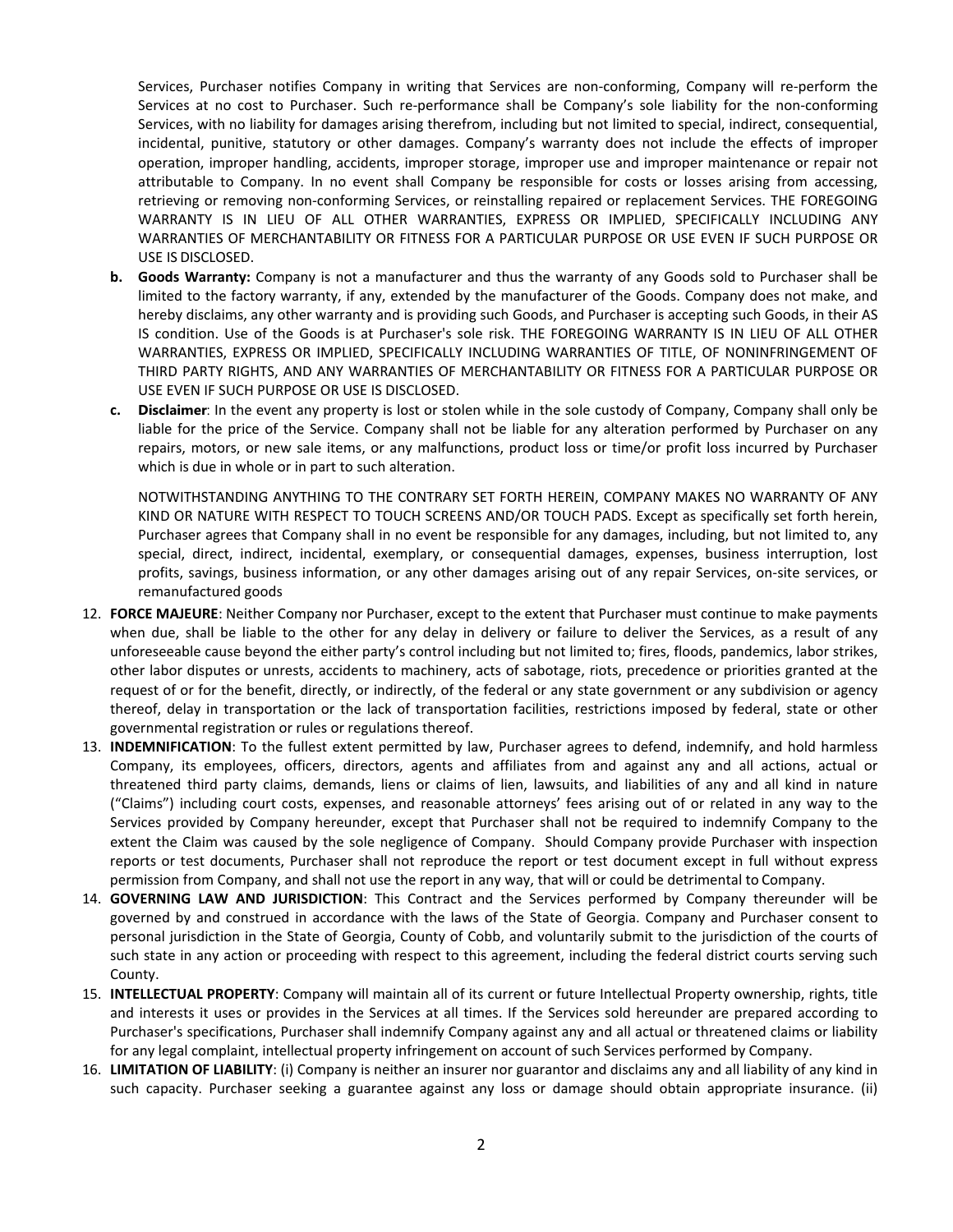Services, Purchaser notifies Company in writing that Services are non-conforming, Company will re-perform the Services at no cost to Purchaser. Such re-performance shall be Company's sole liability for the non-conforming Services, with no liability for damages arising therefrom, including but not limited to special, indirect, consequential, incidental, punitive, statutory or other damages. Company's warranty does not include the effects of improper operation, improper handling, accidents, improper storage, improper use and improper maintenance or repair not attributable to Company. In no event shall Company be responsible for costs or losses arising from accessing, retrieving or removing non-conforming Services, or reinstalling repaired or replacement Services. THE FOREGOING WARRANTY IS IN LIEU OF ALL OTHER WARRANTIES, EXPRESS OR IMPLIED, SPECIFICALLY INCLUDING ANY WARRANTIES OF MERCHANTABILITY OR FITNESS FOR A PARTICULAR PURPOSE OR USE EVEN IF SUCH PURPOSE OR USE IS DISCLOSED.

b. **Goods Warranty:** Company is not a manufacturer and thus the warranty of any Goods sold to Purchaser shall be limited to the factory warranty, if any, extended by the manufacturer of the Goods. Company does not make, and hereby disclaims, any other warranty and is providing such Goods, and Purchaser is accepting such Goods, in their AS IS condition. Use of the Goods is at Purchaser's sole risk. THE FOREGOING WARRANTY IS IN LIEU OF ALL OTHER WARRANTIES, EXPRESS OR IMPLIED, SPECIFICALLY INCLUDING WARRANTIES OF TITLE, OF NONINFRINGEMENT OF THIRD PARTY RIGHTS, AND ANY WARRANTIES OF MERCHANTABILITY OR FITNESS FOR A PARTICULAR PURPOSE OR USE EVEN IF SUCH PURPOSE OR USE IS DISCLOSED.

c. **Disclaimer**: In the event any property is lost or stolen while in the sole custody of Company, Company shall only be liable for the price of the Service. Company shall not be liable for any alteration performed by Purchaser on any repairs, motors, or new sale items, or any malfunctions, product loss or time/or profit loss incurred by Purchaser which is due in whole or in part to such alteration.

   NOTWITHSTANDING ANYTHING TO THE CONTRARY SET FORTH HEREIN, COMPANY MAKES NO WARRANTY OF ANY KIND OR NATURE WITH RESPECT TO TOUCH SCREENS AND/OR TOUCH PADS. Except as specifically set forth herein, Purchaser agrees that Company shall in no event be responsible for any damages, including, but not limited to, any special, direct, indirect, incidental, exemplary, or consequential damages, expenses, business interruption, lost profits, savings, business information, or any other damages arising out of any repair Services, on-site services, or remanufactured goods

12. **FORCE MAJEURE**: Neither Company nor Purchaser, except to the extent that Purchaser must continue to make payments when due, shall be liable to the other for any delay in delivery or failure to deliver the Services, as a result of any unforeseeable cause beyond the either party's control including but not limited to; fires, floods, pandemics, labor strikes, other labor disputes or unrests, accidents to machinery, acts of sabotage, riots, precedence or priorities granted at the request of or for the benefit, directly, or indirectly, of the federal or any state government or any subdivision or agency thereof, delay in transportation or the lack of transportation facilities, restrictions imposed by federal, state or other governmental registration or rules or regulations thereof.
13. **INDEMNIFICATION**: To the fullest extent permitted by law, Purchaser agrees to defend, indemnify, and hold harmless Company, its employees, officers, directors, agents and affiliates from and against any and all actions, actual or threatened third party claims, demands, liens or claims of lien, lawsuits, and liabilities of any and all kind in nature ("Claims") including court costs, expenses, and reasonable attorneys' fees arising out of or related in any way to the Services provided by Company hereunder, except that Purchaser shall not be required to indemnify Company to the extent the Claim was caused by the sole negligence of Company. Should Company provide Purchaser with inspection reports or test documents, Purchaser shall not reproduce the report or test document except in full without express permission from Company, and shall not use the report in any way, that will or could be detrimental to Company.
14. **GOVERNING LAW AND JURISDICTION**: This Contract and the Services performed by Company thereunder will be governed by and construed in accordance with the laws of the State of Georgia. Company and Purchaser consent to personal jurisdiction in the State of Georgia, County of Cobb, and voluntarily submit to the jurisdiction of the courts of such state in any action or proceeding with respect to this agreement, including the federal district courts serving such County.
15. **INTELLECTUAL PROPERTY**: Company will maintain all of its current or future Intellectual Property ownership, rights, title and interests it uses or provides in the Services at all times. If the Services sold hereunder are prepared according to Purchaser's specifications, Purchaser shall indemnify Company against any and all actual or threatened claims or liability for any legal complaint, intellectual property infringement on account of such Services performed by Company.
16. **LIMITATION OF LIABILITY**: (i) Company is neither an insurer nor guarantor and disclaims any and all liability of any kind in such capacity. Purchaser seeking a guarantee against any loss or damage should obtain appropriate insurance. (ii)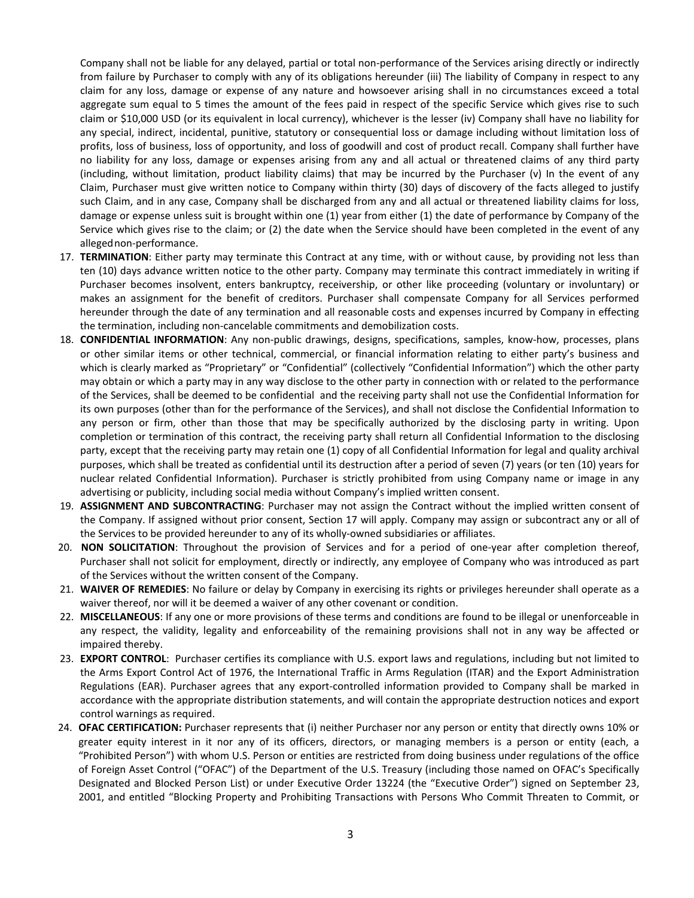Company shall not be liable for any delayed, partial or total non-performance of the Services arising directly or indirectly from failure by Purchaser to comply with any of its obligations hereunder (iii) The liability of Company in respect to any claim for any loss, damage or expense of any nature and howsoever arising shall in no circumstances exceed a total aggregate sum equal to 5 times the amount of the fees paid in respect of the specific Service which gives rise to such claim or $10,000 USD (or its equivalent in local currency), whichever is the lesser (iv) Company shall have no liability for any special, indirect, incidental, punitive, statutory or consequential loss or damage including without limitation loss of profits, loss of business, loss of opportunity, and loss of goodwill and cost of product recall. Company shall further have no liability for any loss, damage or expenses arising from any and all actual or threatened claims of any third party (including, without limitation, product liability claims) that may be incurred by the Purchaser (v) In the event of any Claim, Purchaser must give written notice to Company within thirty (30) days of discovery of the facts alleged to justify such Claim, and in any case, Company shall be discharged from any and all actual or threatened liability claims for loss, damage or expense unless suit is brought within one (1) year from either (1) the date of performance by Company of the Service which gives rise to the claim; or (2) the date when the Service should have been completed in the event of any alleged non-performance.

17. **TERMINATION**: Either party may terminate this Contract at any time, with or without cause, by providing not less than ten (10) days advance written notice to the other party. Company may terminate this contract immediately in writing if Purchaser becomes insolvent, enters bankruptcy, receivership, or other like proceeding (voluntary or involuntary) or makes an assignment for the benefit of creditors. Purchaser shall compensate Company for all Services performed hereunder through the date of any termination and all reasonable costs and expenses incurred by Company in effecting the termination, including non-cancelable commitments and demobilization costs.
18. **CONFIDENTIAL INFORMATION**: Any non-public drawings, designs, specifications, samples, know-how, processes, plans or other similar items or other technical, commercial, or financial information relating to either party's business and which is clearly marked as "Proprietary" or "Confidential" (collectively "Confidential Information") which the other party may obtain or which a party may in any way disclose to the other party in connection with or related to the performance of the Services, shall be deemed to be confidential and the receiving party shall not use the Confidential Information for its own purposes (other than for the performance of the Services), and shall not disclose the Confidential Information to any person or firm, other than those that may be specifically authorized by the disclosing party in writing. Upon completion or termination of this contract, the receiving party shall return all Confidential Information to the disclosing party, except that the receiving party may retain one (1) copy of all Confidential Information for legal and quality archival purposes, which shall be treated as confidential until its destruction after a period of seven (7) years (or ten (10) years for nuclear related Confidential Information). Purchaser is strictly prohibited from using Company name or image in any advertising or publicity, including social media without Company's implied written consent.
19. **ASSIGNMENT AND SUBCONTRACTING**: Purchaser may not assign the Contract without the implied written consent of the Company. If assigned without prior consent, Section 17 will apply. Company may assign or subcontract any or all of the Services to be provided hereunder to any of its wholly-owned subsidiaries or affiliates.
20. **NON SOLICITATION**: Throughout the provision of Services and for a period of one-year after completion thereof, Purchaser shall not solicit for employment, directly or indirectly, any employee of Company who was introduced as part of the Services without the written consent of the Company.
21. **WAIVER OF REMEDIES**: No failure or delay by Company in exercising its rights or privileges hereunder shall operate as a waiver thereof, nor will it be deemed a waiver of any other covenant or condition.
22. **MISCELLANEOUS**: If any one or more provisions of these terms and conditions are found to be illegal or unenforceable in any respect, the validity, legality and enforceability of the remaining provisions shall not in any way be affected or impaired thereby.
23. **EXPORT CONTROL**: Purchaser certifies its compliance with U.S. export laws and regulations, including but not limited to the Arms Export Control Act of 1976, the International Traffic in Arms Regulation (ITAR) and the Export Administration Regulations (EAR). Purchaser agrees that any export-controlled information provided to Company shall be marked in accordance with the appropriate distribution statements, and will contain the appropriate destruction notices and export control warnings as required.
24. **OFAC CERTIFICATION:** Purchaser represents that (i) neither Purchaser nor any person or entity that directly owns 10% or greater equity interest in it nor any of its officers, directors, or managing members is a person or entity (each, a "Prohibited Person") with whom U.S. Person or entities are restricted from doing business under regulations of the office of Foreign Asset Control ("OFAC") of the Department of the U.S. Treasury (including those named on OFAC's Specifically Designated and Blocked Person List) or under Executive Order 13224 (the "Executive Order") signed on September 23, 2001, and entitled "Blocking Property and Prohibiting Transactions with Persons Who Commit Threaten to Commit, or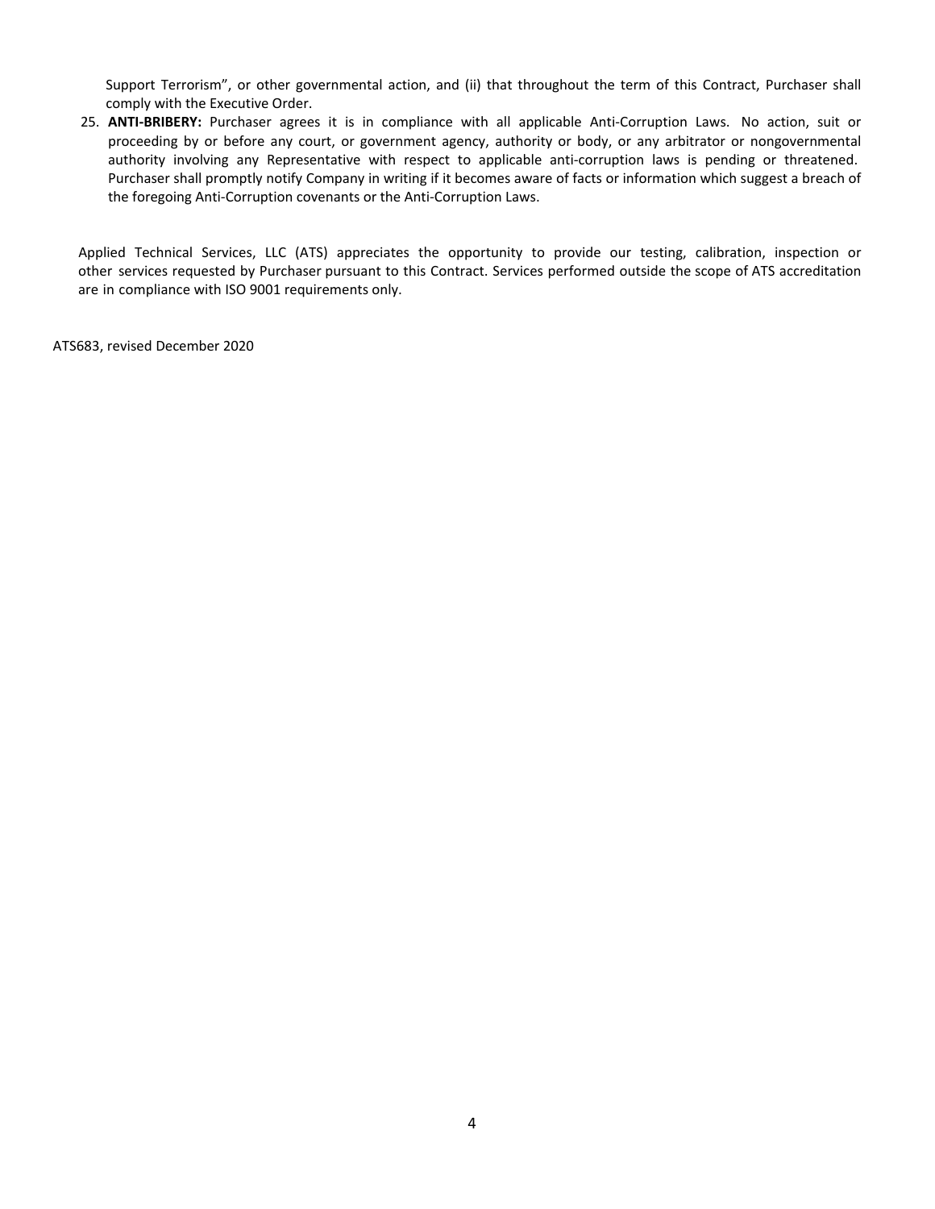Support Terrorism", or other governmental action, and (ii) that throughout the term of this Contract, Purchaser shall comply with the Executive Order.

25. **ANTI-BRIBERY:** Purchaser agrees it is in compliance with all applicable Anti-Corruption Laws. No action, suit or proceeding by or before any court, or government agency, authority or body, or any arbitrator or nongovernmental authority involving any Representative with respect to applicable anti-corruption laws is pending or threatened. Purchaser shall promptly notify Company in writing if it becomes aware of facts or information which suggest a breach of the foregoing Anti-Corruption covenants or the Anti-Corruption Laws.

Applied Technical Services, LLC (ATS) appreciates the opportunity to provide our testing, calibration, inspection or other services requested by Purchaser pursuant to this Contract. Services performed outside the scope of ATS accreditation are in compliance with ISO 9001 requirements only.

ATS683, revised December 2020